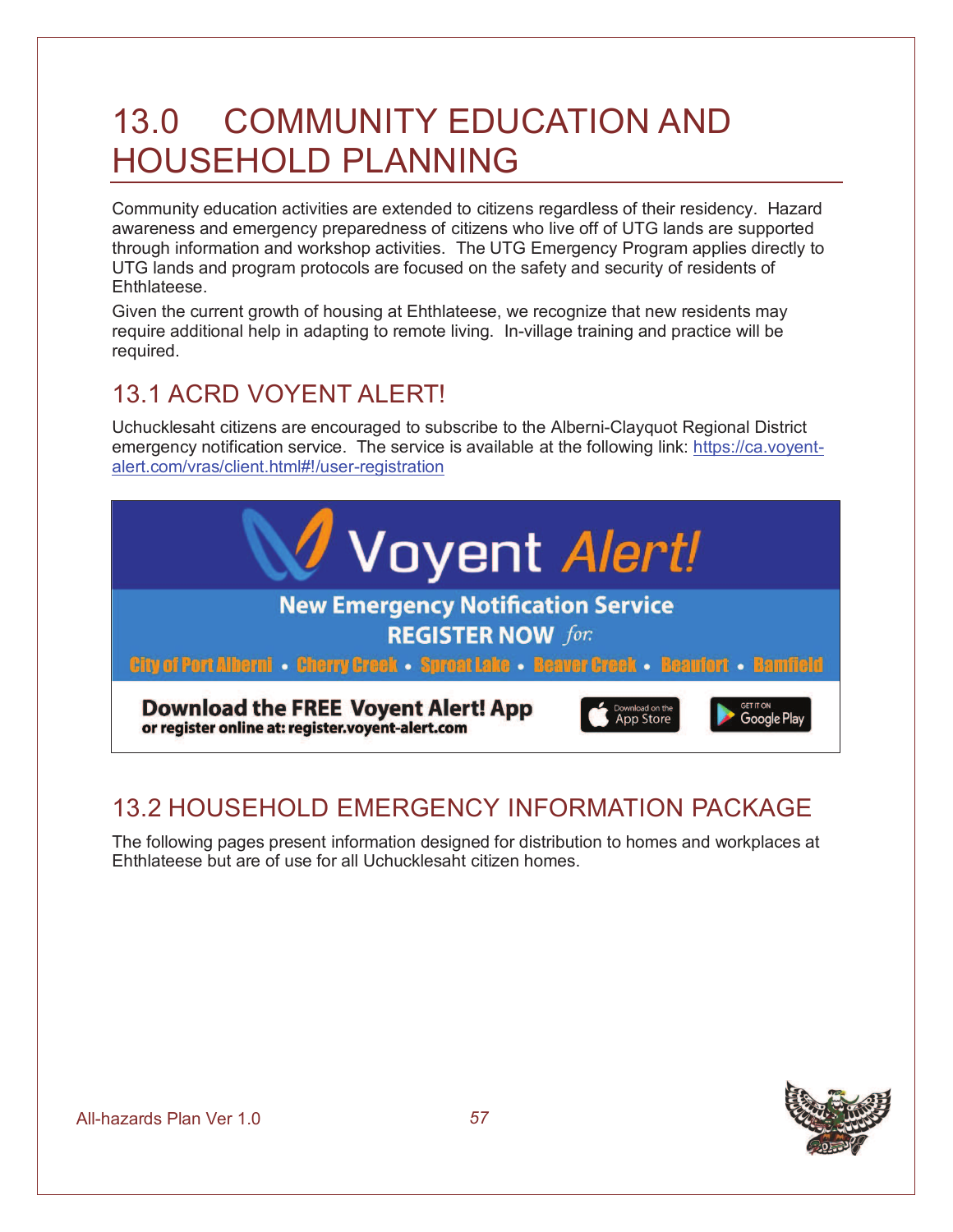# 13.0 COMMUNITY EDUCATION AND HOUSEHOLD PLANNING

Community education activities are extended to citizens regardless of their residency. Hazard awareness and emergency preparedness of citizens who live off of UTG lands are supported through information and workshop activities. The UTG Emergency Program applies directly to UTG lands and program protocols are focused on the safety and security of residents of Ehthlateese.

Given the current growth of housing at Ehthlateese, we recognize that new residents may require additional help in adapting to remote living. In-village training and practice will be required.

## 13.1 ACRD VOYENT ALERT!

Uchucklesaht citizens are encouraged to subscribe to the Alberni-Clayquot Regional District emergency notification service. The service is available at the following link: https://ca.voyent-alert.com/vras/client.html#!/user-registration

Voyent Alert!

New Emergency Notification Service

REGISTER NOW *for:*

City of Port Alberni • Cherry Creek • Sproat Lake • Beaver Creek • Beaufort • Bamfield

**Download the FREE Voyent Alert! App**
**or register online at: register.voyent-alert.com**

Download on the App Store | GET IT ON Google Play

## 13.2 HOUSEHOLD EMERGENCY INFORMATION PACKAGE

The following pages present information designed for distribution to homes and workplaces at Ehthlateese but are of use for all Uchucklesaht citizen homes.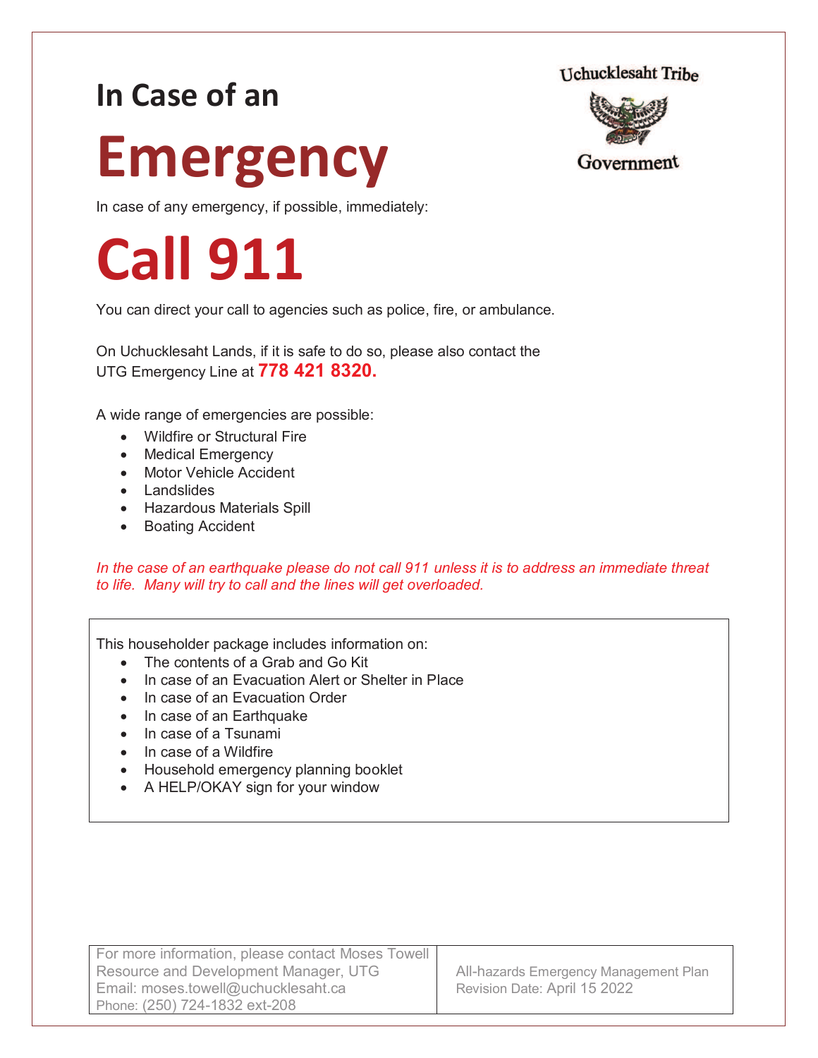# In Case of an Emergency

Uchucklesaht Tribe Government

In case of any emergency, if possible, immediately:

# Call 911

You can direct your call to agencies such as police, fire, or ambulance.

On Uchucklesaht Lands, if it is safe to do so, please also contact the UTG Emergency Line at **778 421 8320.**

A wide range of emergencies are possible:

- Wildfire or Structural Fire
- Medical Emergency
- Motor Vehicle Accident
- Landslides
- Hazardous Materials Spill
- Boating Accident

*In the case of an earthquake please do not call 911 unless it is to address an immediate threat to life. Many will try to call and the lines will get overloaded.*

This householder package includes information on:

- The contents of a Grab and Go Kit
- In case of an Evacuation Alert or Shelter in Place
- In case of an Evacuation Order
- In case of an Earthquake
- In case of a Tsunami
- In case of a Wildfire
- Household emergency planning booklet
- A HELP/OKAY sign for your window

| For more information, please contact Moses Towell<br>Resource and Development Manager, UTG<br>Email: moses.towell@uchucklesaht.ca<br>Phone: (250) 724-1832 ext-208 | All-hazards Emergency Management Plan<br>Revision Date: April 15 2022 |
|---|---|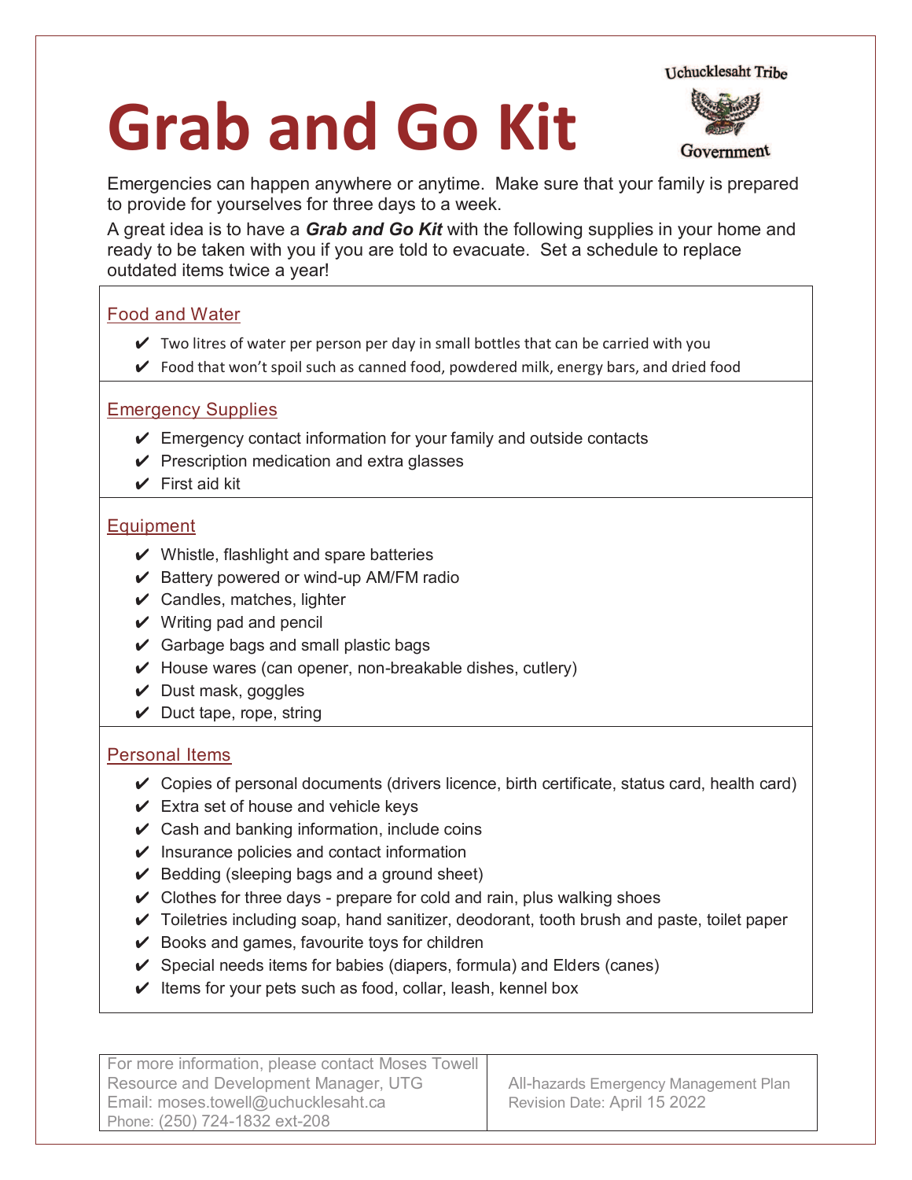# Grab and Go Kit

Uchucklesaht Tribe Government

Emergencies can happen anywhere or anytime. Make sure that your family is prepared to provide for yourselves for three days to a week.

A great idea is to have a ***Grab and Go Kit*** with the following supplies in your home and ready to be taken with you if you are told to evacuate. Set a schedule to replace outdated items twice a year!

## Food and Water

- ✔ Two litres of water per person per day in small bottles that can be carried with you
- ✔ Food that won't spoil such as canned food, powdered milk, energy bars, and dried food

## Emergency Supplies

- ✔ Emergency contact information for your family and outside contacts
- ✔ Prescription medication and extra glasses
- ✔ First aid kit

## Equipment

- ✔ Whistle, flashlight and spare batteries
- ✔ Battery powered or wind-up AM/FM radio
- ✔ Candles, matches, lighter
- ✔ Writing pad and pencil
- ✔ Garbage bags and small plastic bags
- ✔ House wares (can opener, non-breakable dishes, cutlery)
- ✔ Dust mask, goggles
- ✔ Duct tape, rope, string

## Personal Items

- ✔ Copies of personal documents (drivers licence, birth certificate, status card, health card)
- ✔ Extra set of house and vehicle keys
- ✔ Cash and banking information, include coins
- ✔ Insurance policies and contact information
- ✔ Bedding (sleeping bags and a ground sheet)
- ✔ Clothes for three days - prepare for cold and rain, plus walking shoes
- ✔ Toiletries including soap, hand sanitizer, deodorant, tooth brush and paste, toilet paper
- ✔ Books and games, favourite toys for children
- ✔ Special needs items for babies (diapers, formula) and Elders (canes)
- ✔ Items for your pets such as food, collar, leash, kennel box

| For more information, please contact Moses Towell<br>Resource and Development Manager, UTG<br>Email: moses.towell@uchucklesaht.ca<br>Phone: (250) 724-1832 ext-208 | All-hazards Emergency Management Plan<br>Revision Date: April 15 2022 |
|---|---|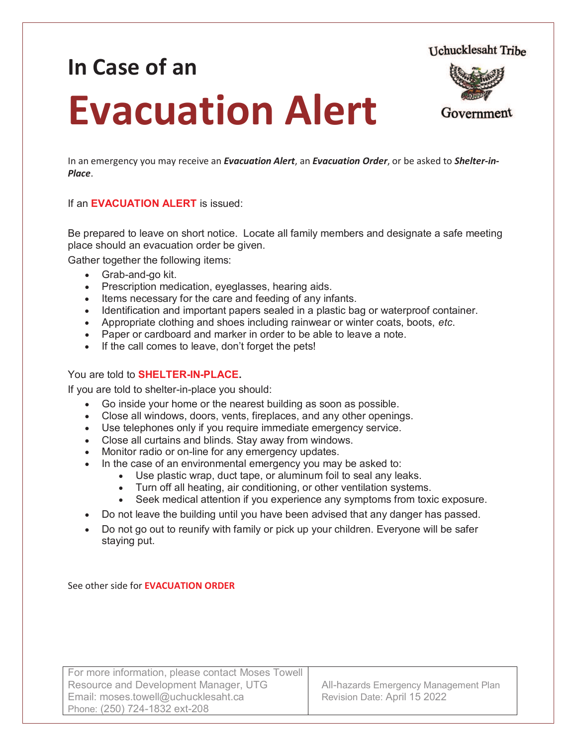# In Case of an
# Evacuation Alert

Uchucklesaht Tribe Government

In an emergency you may receive an ***Evacuation Alert***, an ***Evacuation Order***, or be asked to ***Shelter-in-Place***.

If an **EVACUATION ALERT** is issued:

Be prepared to leave on short notice. Locate all family members and designate a safe meeting place should an evacuation order be given.

Gather together the following items:

- Grab-and-go kit.
- Prescription medication, eyeglasses, hearing aids.
- Items necessary for the care and feeding of any infants.
- Identification and important papers sealed in a plastic bag or waterproof container.
- Appropriate clothing and shoes including rainwear or winter coats, boots, *etc*.
- Paper or cardboard and marker in order to be able to leave a note.
- If the call comes to leave, don't forget the pets!

You are told to **SHELTER-IN-PLACE.**

If you are told to shelter-in-place you should:

- Go inside your home or the nearest building as soon as possible.
- Close all windows, doors, vents, fireplaces, and any other openings.
- Use telephones only if you require immediate emergency service.
- Close all curtains and blinds. Stay away from windows.
- Monitor radio or on-line for any emergency updates.
- In the case of an environmental emergency you may be asked to:
  - Use plastic wrap, duct tape, or aluminum foil to seal any leaks.
  - Turn off all heating, air conditioning, or other ventilation systems.
  - Seek medical attention if you experience any symptoms from toxic exposure.
- Do not leave the building until you have been advised that any danger has passed.
- Do not go out to reunify with family or pick up your children. Everyone will be safer staying put.

See other side for **EVACUATION ORDER**

| For more information, please contact Moses Towell<br>Resource and Development Manager, UTG<br>Email: moses.towell@uchucklesaht.ca<br>Phone: (250) 724-1832 ext-208 | All-hazards Emergency Management Plan<br>Revision Date: April 15 2022 |
|---|---|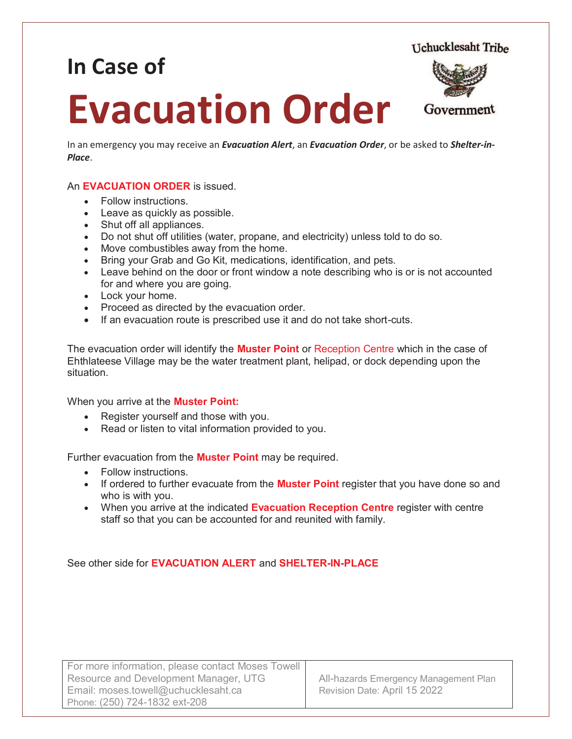Uchucklesaht Tribe Government

# In Case of

# Evacuation Order

In an emergency you may receive an ***Evacuation Alert***, an ***Evacuation Order***, or be asked to ***Shelter-in-Place***.

An **EVACUATION ORDER** is issued.

- Follow instructions.
- Leave as quickly as possible.
- Shut off all appliances.
- Do not shut off utilities (water, propane, and electricity) unless told to do so.
- Move combustibles away from the home.
- Bring your Grab and Go Kit, medications, identification, and pets.
- Leave behind on the door or front window a note describing who is or is not accounted for and where you are going.
- Lock your home.
- Proceed as directed by the evacuation order.
- If an evacuation route is prescribed use it and do not take short-cuts.

The evacuation order will identify the **Muster Point** or Reception Centre which in the case of Ehthlateese Village may be the water treatment plant, helipad, or dock depending upon the situation.

When you arrive at the **Muster Point:**

- Register yourself and those with you.
- Read or listen to vital information provided to you.

Further evacuation from the **Muster Point** may be required.

- Follow instructions.
- If ordered to further evacuate from the **Muster Point** register that you have done so and who is with you.
- When you arrive at the indicated **Evacuation Reception Centre** register with centre staff so that you can be accounted for and reunited with family.

See other side for **EVACUATION ALERT** and **SHELTER-IN-PLACE**

| For more information, please contact Moses Towell<br>Resource and Development Manager, UTG<br>Email: moses.towell@uchucklesaht.ca<br>Phone: (250) 724-1832 ext-208 | All-hazards Emergency Management Plan<br>Revision Date: April 15 2022 |
|---|---|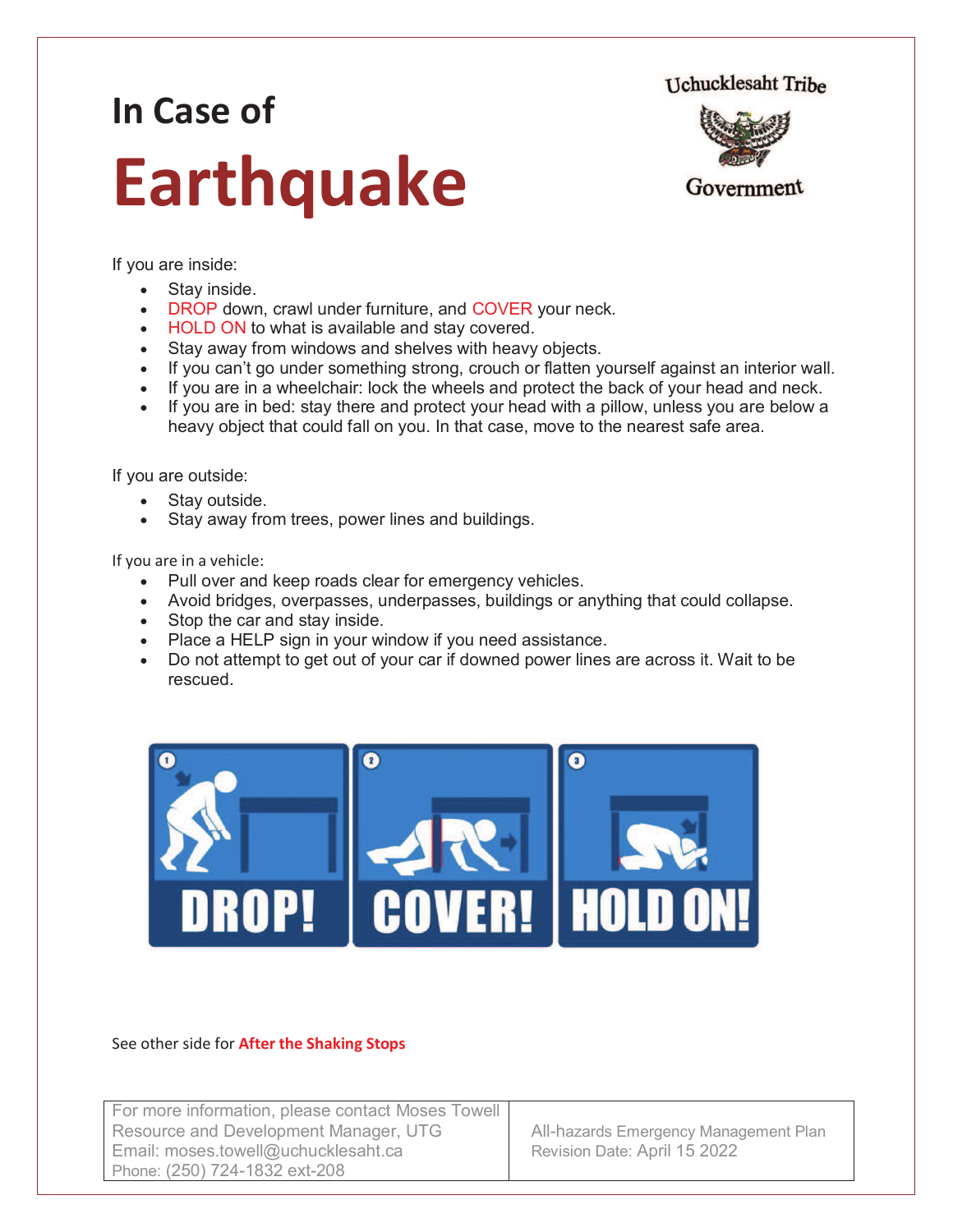# In Case of Earthquake

Uchucklesaht Tribe Government

If you are inside:

- Stay inside.
- DROP down, crawl under furniture, and COVER your neck.
- HOLD ON to what is available and stay covered.
- Stay away from windows and shelves with heavy objects.
- If you can't go under something strong, crouch or flatten yourself against an interior wall.
- If you are in a wheelchair: lock the wheels and protect the back of your head and neck.
- If you are in bed: stay there and protect your head with a pillow, unless you are below a heavy object that could fall on you. In that case, move to the nearest safe area.

If you are outside:

- Stay outside.
- Stay away from trees, power lines and buildings.

If you are in a vehicle:

- Pull over and keep roads clear for emergency vehicles.
- Avoid bridges, overpasses, underpasses, buildings or anything that could collapse.
- Stop the car and stay inside.
- Place a HELP sign in your window if you need assistance.
- Do not attempt to get out of your car if downed power lines are across it. Wait to be rescued.

1 DROP! 2 COVER! 3 HOLD ON!

See other side for **After the Shaking Stops**

| For more information, please contact Moses Towell<br>Resource and Development Manager, UTG<br>Email: moses.towell@uchucklesaht.ca<br>Phone: (250) 724-1832 ext-208 | All-hazards Emergency Management Plan<br>Revision Date: April 15 2022 |
|---|---|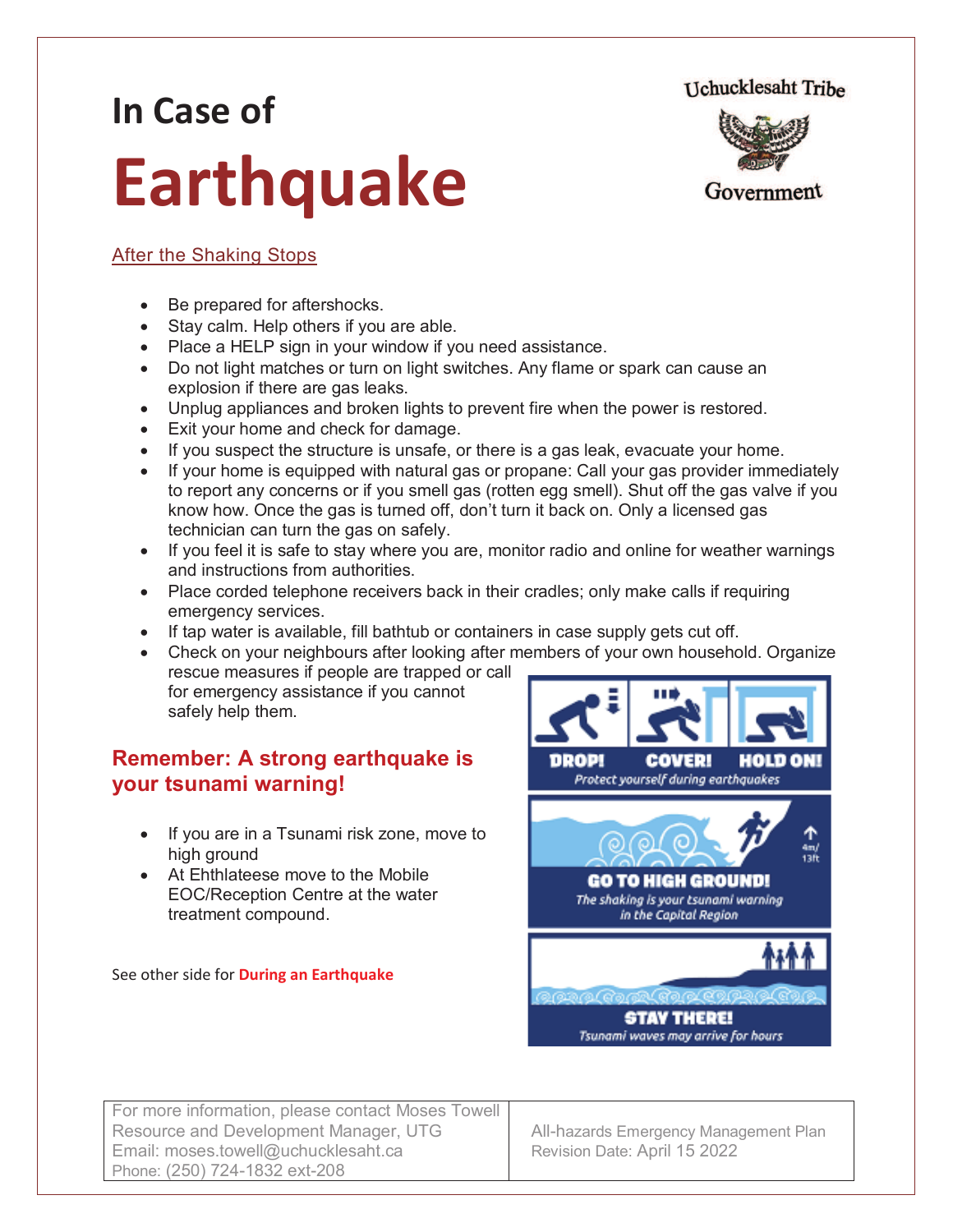# In Case of

# Earthquake

Uchucklesaht Tribe Government

## After the Shaking Stops

- Be prepared for aftershocks.
- Stay calm. Help others if you are able.
- Place a HELP sign in your window if you need assistance.
- Do not light matches or turn on light switches. Any flame or spark can cause an explosion if there are gas leaks.
- Unplug appliances and broken lights to prevent fire when the power is restored.
- Exit your home and check for damage.
- If you suspect the structure is unsafe, or there is a gas leak, evacuate your home.
- If your home is equipped with natural gas or propane: Call your gas provider immediately to report any concerns or if you smell gas (rotten egg smell). Shut off the gas valve if you know how. Once the gas is turned off, don't turn it back on. Only a licensed gas technician can turn the gas on safely.
- If you feel it is safe to stay where you are, monitor radio and online for weather warnings and instructions from authorities.
- Place corded telephone receivers back in their cradles; only make calls if requiring emergency services.
- If tap water is available, fill bathtub or containers in case supply gets cut off.
- Check on your neighbours after looking after members of your own household. Organize rescue measures if people are trapped or call for emergency assistance if you cannot safely help them.

## Remember: A strong earthquake is your tsunami warning!

- If you are in a Tsunami risk zone, move to high ground
- At Ehthlateese move to the Mobile EOC/Reception Centre at the water treatment compound.

DROP! COVER! HOLD ON!
Protect yourself during earthquakes

GO TO HIGH GROUND!
The shaking is your tsunami warning in the Capital Region
4m/13ft

STAY THERE!
Tsunami waves may arrive for hours

See other side for **During an Earthquake**

| For more information, please contact Moses Towell<br>Resource and Development Manager, UTG<br>Email: moses.towell@uchucklesaht.ca<br>Phone: (250) 724-1832 ext-208 | All-hazards Emergency Management Plan<br>Revision Date: April 15 2022 |
|---|---|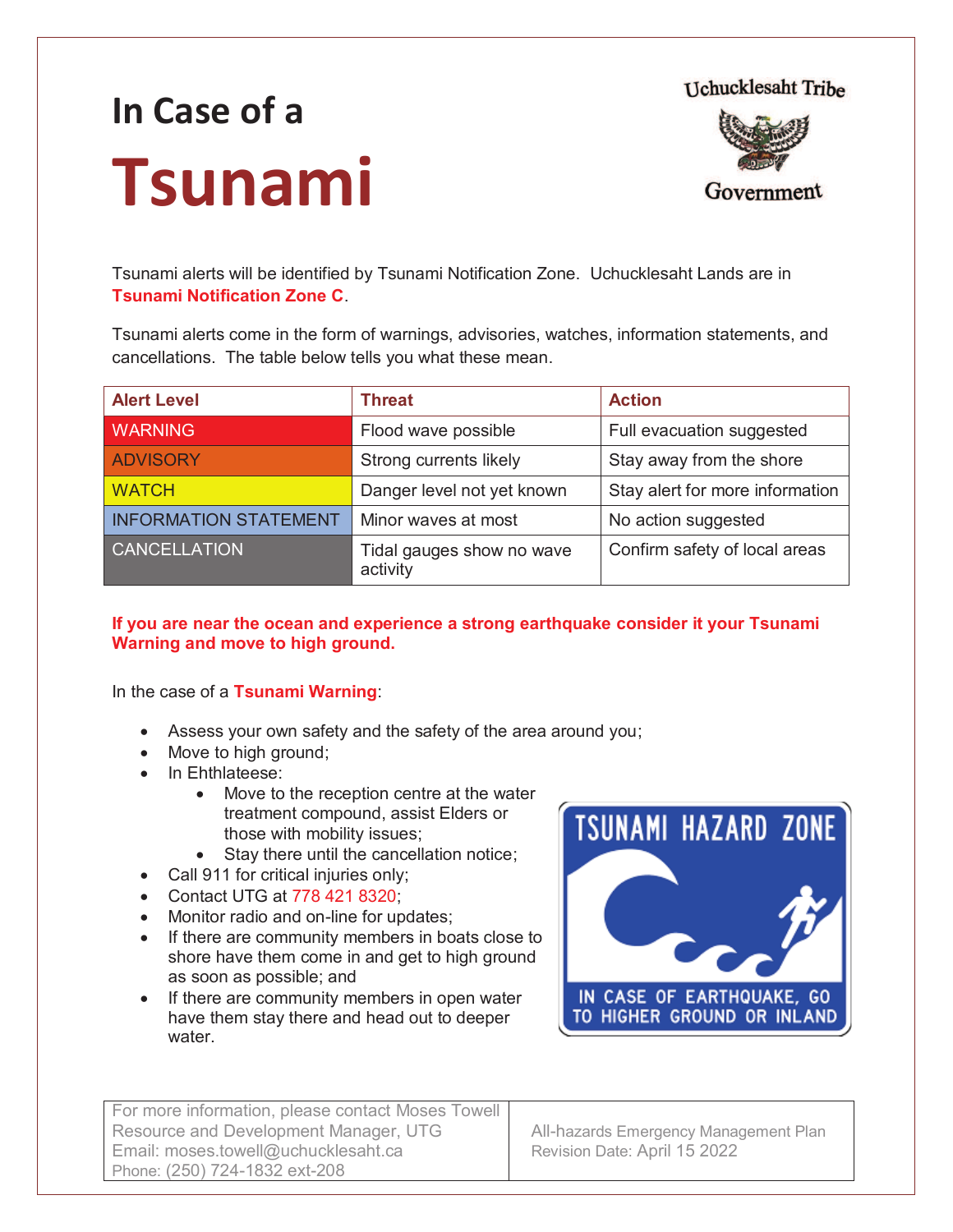# In Case of a Tsunami

Uchucklesaht Tribe Government

Tsunami alerts will be identified by Tsunami Notification Zone. Uchucklesaht Lands are in **Tsunami Notification Zone C**.

Tsunami alerts come in the form of warnings, advisories, watches, information statements, and cancellations. The table below tells you what these mean.

| Alert Level | Threat | Action |
|---|---|---|
| WARNING | Flood wave possible | Full evacuation suggested |
| ADVISORY | Strong currents likely | Stay away from the shore |
| WATCH | Danger level not yet known | Stay alert for more information |
| INFORMATION STATEMENT | Minor waves at most | No action suggested |
| CANCELLATION | Tidal gauges show no wave activity | Confirm safety of local areas |

**If you are near the ocean and experience a strong earthquake consider it your Tsunami Warning and move to high ground.**

In the case of a **Tsunami Warning**:

- Assess your own safety and the safety of the area around you;
- Move to high ground;
- In Ehthlateese:
  - Move to the reception centre at the water treatment compound, assist Elders or those with mobility issues;
  - Stay there until the cancellation notice;
- Call 911 for critical injuries only;
- Contact UTG at 778 421 8320;
- Monitor radio and on-line for updates;
- If there are community members in boats close to shore have them come in and get to high ground as soon as possible; and
- If there are community members in open water have them stay there and head out to deeper water.

TSUNAMI HAZARD ZONE

IN CASE OF EARTHQUAKE, GO TO HIGHER GROUND OR INLAND

| For more information, please contact Moses Towell<br>Resource and Development Manager, UTG<br>Email: moses.towell@uchucklesaht.ca<br>Phone: (250) 724-1832 ext-208 | All-hazards Emergency Management Plan<br>Revision Date: April 15 2022 |
|---|---|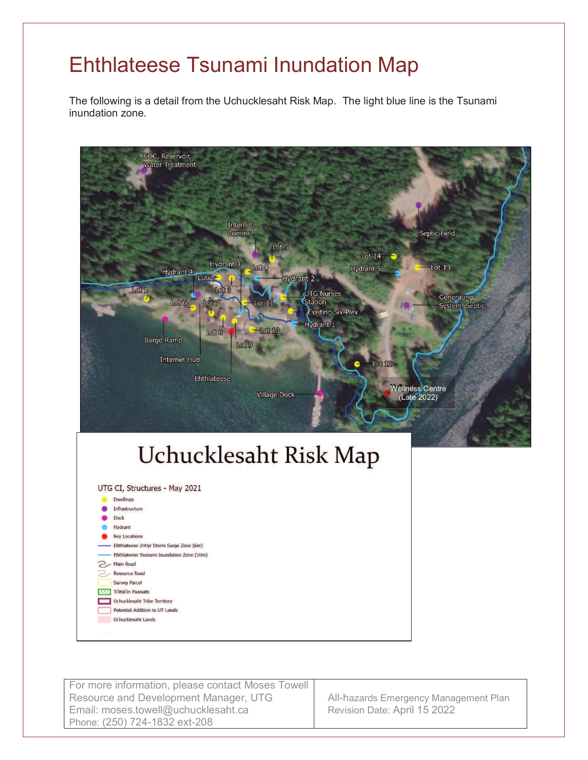# Ethlateese Tsunami Inundation Map

The following is a detail from the Uchucklesaht Risk Map. The light blue line is the Tsunami inundation zone.

EOC, Reservoir, Water Treatment

Internet, Comms

Septic Field

Lot 5

Lot 14

Hydrant 3

Lot 4

Lot 13

Hydrant 4

Hydrant 5

Lot 2

Hydrant 2

Lot 1

Lot 3

UTG Nurses Station

Generating System, Septic,

Lot 6

Lot 7

Lot 11

Existing Six-Plex

Hydrant 1

Lot 8

Lot 10

Barge Ramp

Lot 9

Lot 12

Internet Hub

Ehthlateese

Wellness Centre (Late 2022)

Village Dock

## Uchucklesaht Risk Map

UTG CI, Structures - May 2021

- Dwellings
- Infrastructure
- Dock
- Hydrant
- Key Locations
- Ehthlateese 200yr Storm Surge Zone (6m)
- Ehthlateese Tsunami Inundation Zone (10m)
- Main Road
- Resource Road
- Survey Parcel
- Tl'itsk'in Paawats
- Uchucklesaht Tribe Territory
- Potential Addition to UT Lands
- Uchucklesaht Lands

| For more information, please contact Moses Towell<br>Resource and Development Manager, UTG<br>Email: moses.towell@uchucklesaht.ca<br>Phone: (250) 724-1832 ext-208 | All-hazards Emergency Management Plan<br>Revision Date: April 15 2022 |
|---|---|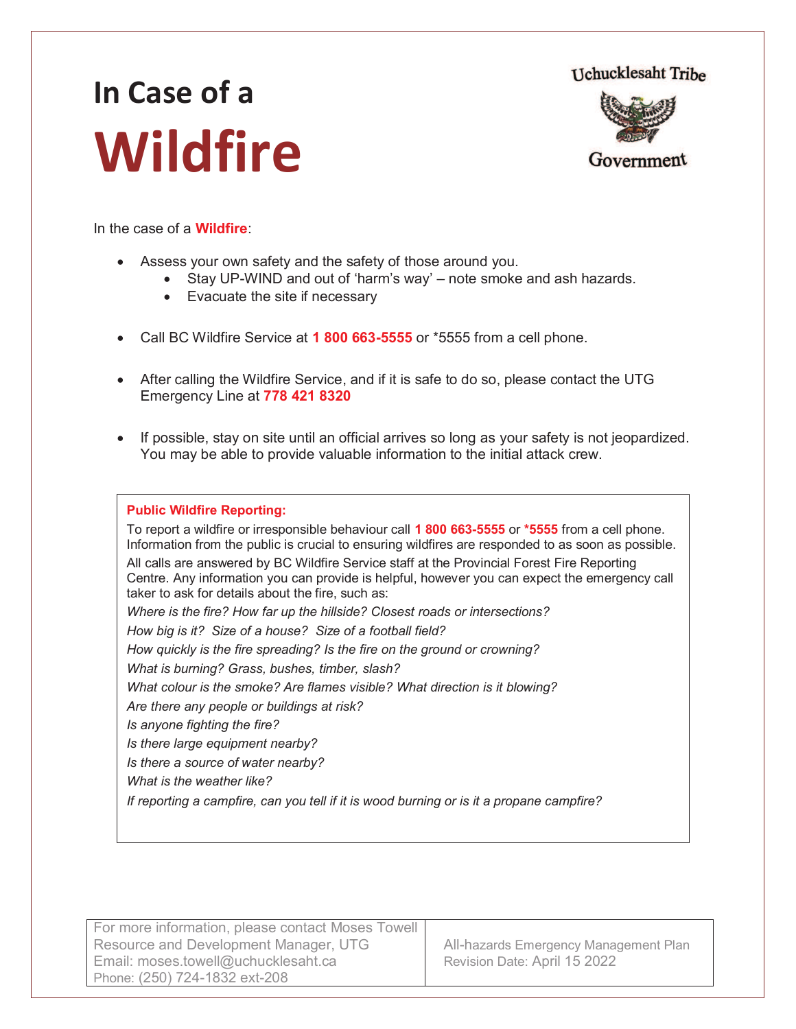# In Case of a Wildfire

Uchucklesaht Tribe Government

In the case of a **Wildfire**:

- Assess your own safety and the safety of those around you.
  - Stay UP-WIND and out of 'harm's way' – note smoke and ash hazards.
  - Evacuate the site if necessary
- Call BC Wildfire Service at **1 800 663-5555** or *5555 from a cell phone.
- After calling the Wildfire Service, and if it is safe to do so, please contact the UTG Emergency Line at **778 421 8320**
- If possible, stay on site until an official arrives so long as your safety is not jeopardized. You may be able to provide valuable information to the initial attack crew.

**Public Wildfire Reporting:**

To report a wildfire or irresponsible behaviour call **1 800 663-5555** or ***5555** from a cell phone. Information from the public is crucial to ensuring wildfires are responded to as soon as possible. All calls are answered by BC Wildfire Service staff at the Provincial Forest Fire Reporting Centre. Any information you can provide is helpful, however you can expect the emergency call taker to ask for details about the fire, such as:

*Where is the fire? How far up the hillside? Closest roads or intersections?*

*How big is it? Size of a house? Size of a football field?*

*How quickly is the fire spreading? Is the fire on the ground or crowning?*

*What is burning? Grass, bushes, timber, slash?*

*What colour is the smoke? Are flames visible? What direction is it blowing?*

*Are there any people or buildings at risk?*

*Is anyone fighting the fire?*

*Is there large equipment nearby?*

*Is there a source of water nearby?*

*What is the weather like?*

*If reporting a campfire, can you tell if it is wood burning or is it a propane campfire?*

| For more information, please contact Moses Towell<br>Resource and Development Manager, UTG<br>Email: moses.towell@uchucklesaht.ca<br>Phone: (250) 724-1832 ext-208 | All-hazards Emergency Management Plan<br>Revision Date: April 15 2022 |
|---|---|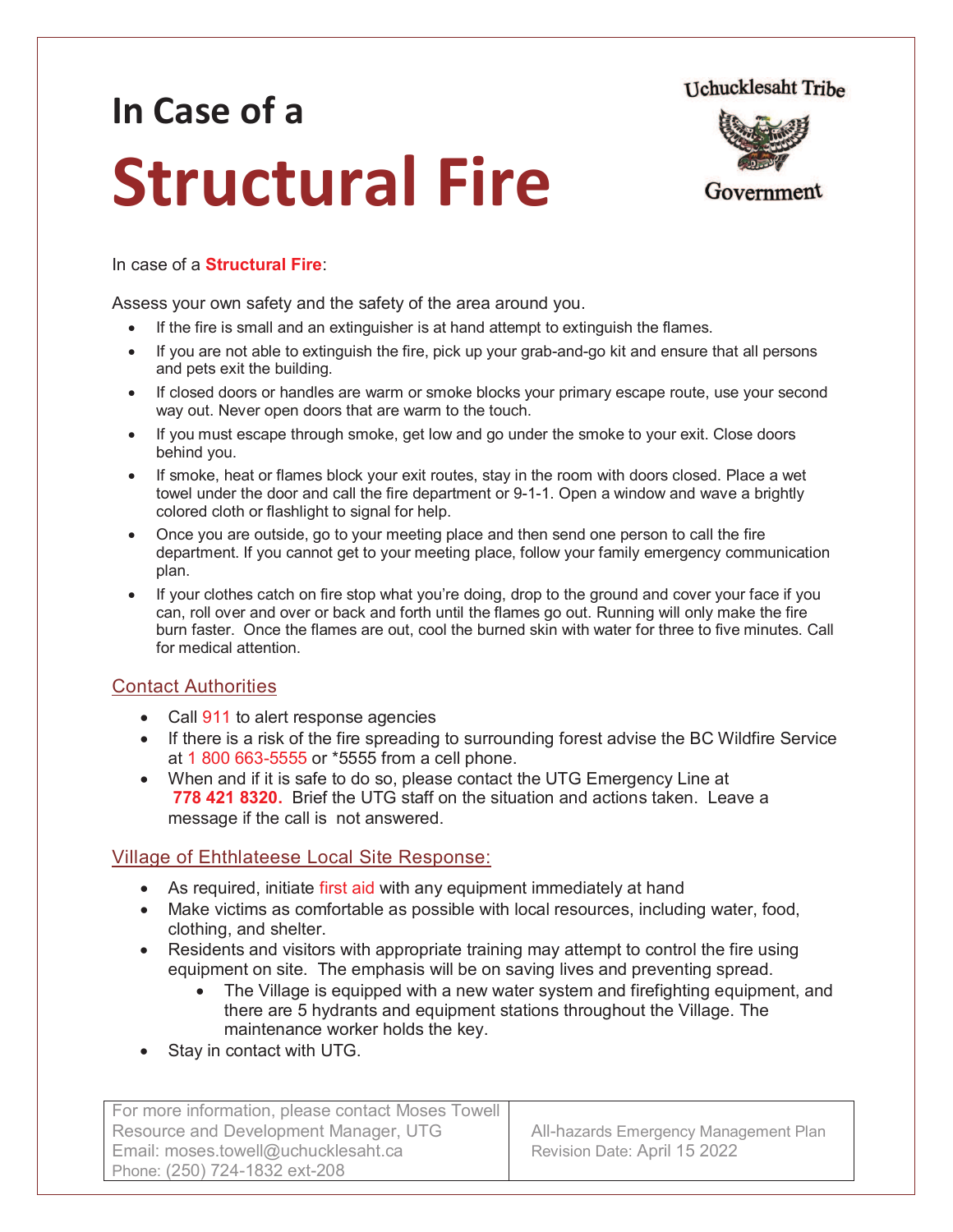# In Case of a Structural Fire

Uchucklesaht Tribe Government

In case of a **Structural Fire**:

Assess your own safety and the safety of the area around you.

- If the fire is small and an extinguisher is at hand attempt to extinguish the flames.
- If you are not able to extinguish the fire, pick up your grab-and-go kit and ensure that all persons and pets exit the building.
- If closed doors or handles are warm or smoke blocks your primary escape route, use your second way out. Never open doors that are warm to the touch.
- If you must escape through smoke, get low and go under the smoke to your exit. Close doors behind you.
- If smoke, heat or flames block your exit routes, stay in the room with doors closed. Place a wet towel under the door and call the fire department or 9-1-1. Open a window and wave a brightly colored cloth or flashlight to signal for help.
- Once you are outside, go to your meeting place and then send one person to call the fire department. If you cannot get to your meeting place, follow your family emergency communication plan.
- If your clothes catch on fire stop what you're doing, drop to the ground and cover your face if you can, roll over and over or back and forth until the flames go out. Running will only make the fire burn faster. Once the flames are out, cool the burned skin with water for three to five minutes. Call for medical attention.

## Contact Authorities

- Call 911 to alert response agencies
- If there is a risk of the fire spreading to surrounding forest advise the BC Wildfire Service at 1 800 663-5555 or *5555 from a cell phone.
- When and if it is safe to do so, please contact the UTG Emergency Line at **778 421 8320.** Brief the UTG staff on the situation and actions taken. Leave a message if the call is not answered.

## Village of Ehthlateese Local Site Response:

- As required, initiate first aid with any equipment immediately at hand
- Make victims as comfortable as possible with local resources, including water, food, clothing, and shelter.
- Residents and visitors with appropriate training may attempt to control the fire using equipment on site. The emphasis will be on saving lives and preventing spread.
  - The Village is equipped with a new water system and firefighting equipment, and there are 5 hydrants and equipment stations throughout the Village. The maintenance worker holds the key.
- Stay in contact with UTG.

| For more information, please contact Moses Towell<br>Resource and Development Manager, UTG<br>Email: moses.towell@uchucklesaht.ca<br>Phone: (250) 724-1832 ext-208 | All-hazards Emergency Management Plan<br>Revision Date: April 15 2022 |
|---|---|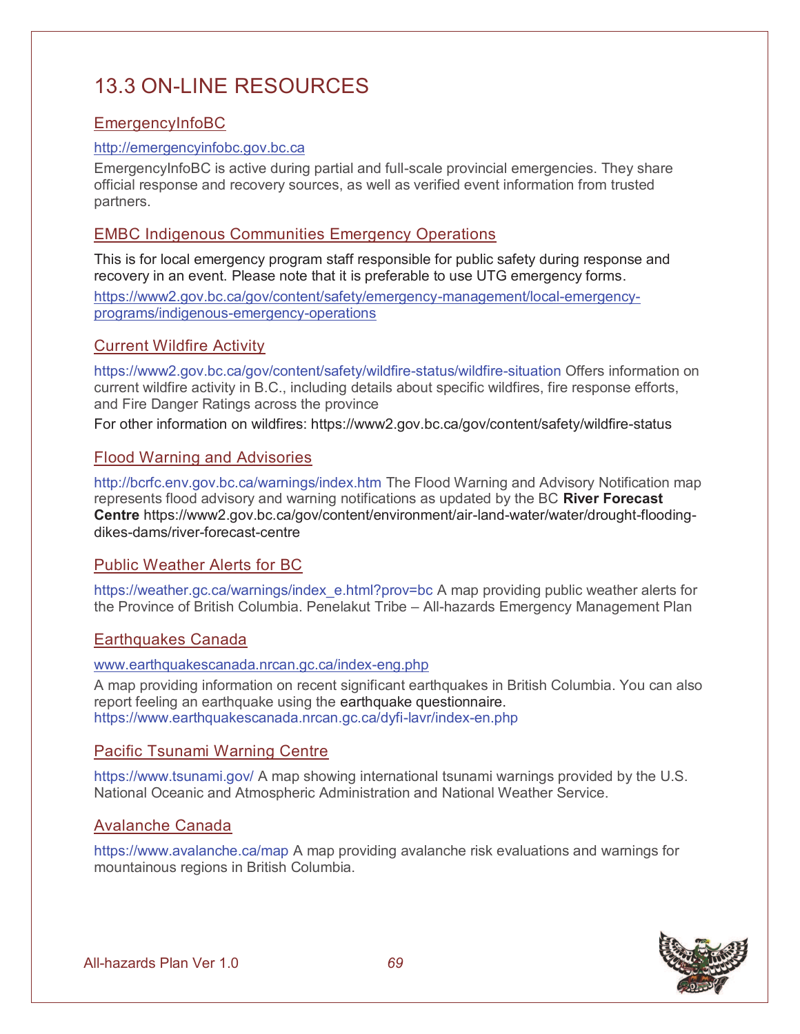# 13.3 ON-LINE RESOURCES

## EmergencyInfoBC

http://emergencyinfobc.gov.bc.ca

EmergencyInfoBC is active during partial and full-scale provincial emergencies. They share official response and recovery sources, as well as verified event information from trusted partners.

## EMBC Indigenous Communities Emergency Operations

This is for local emergency program staff responsible for public safety during response and recovery in an event. Please note that it is preferable to use UTG emergency forms.

https://www2.gov.bc.ca/gov/content/safety/emergency-management/local-emergency-programs/indigenous-emergency-operations

## Current Wildfire Activity

https://www2.gov.bc.ca/gov/content/safety/wildfire-status/wildfire-situation Offers information on current wildfire activity in B.C., including details about specific wildfires, fire response efforts, and Fire Danger Ratings across the province

For other information on wildfires: https://www2.gov.bc.ca/gov/content/safety/wildfire-status

## Flood Warning and Advisories

http://bcrfc.env.gov.bc.ca/warnings/index.htm The Flood Warning and Advisory Notification map represents flood advisory and warning notifications as updated by the BC **River Forecast Centre** https://www2.gov.bc.ca/gov/content/environment/air-land-water/water/drought-flooding-dikes-dams/river-forecast-centre

## Public Weather Alerts for BC

https://weather.gc.ca/warnings/index_e.html?prov=bc A map providing public weather alerts for the Province of British Columbia. Penelakut Tribe – All-hazards Emergency Management Plan

## Earthquakes Canada

www.earthquakescanada.nrcan.gc.ca/index-eng.php

A map providing information on recent significant earthquakes in British Columbia. You can also report feeling an earthquake using the earthquake questionnaire. https://www.earthquakescanada.nrcan.gc.ca/dyfi-lavr/index-en.php

## Pacific Tsunami Warning Centre

https://www.tsunami.gov/ A map showing international tsunami warnings provided by the U.S. National Oceanic and Atmospheric Administration and National Weather Service.

## Avalanche Canada

https://www.avalanche.ca/map A map providing avalanche risk evaluations and warnings for mountainous regions in British Columbia.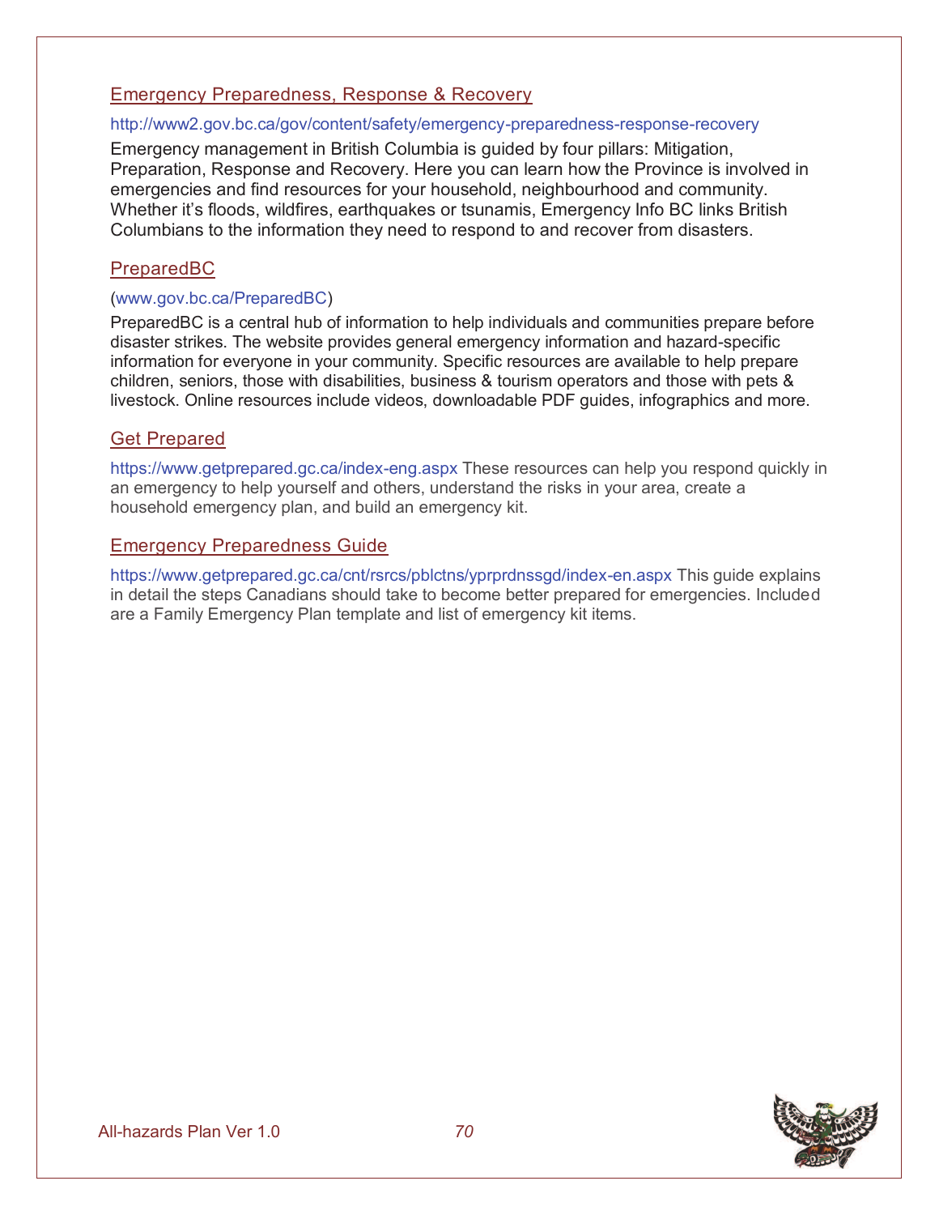## Emergency Preparedness, Response & Recovery

http://www2.gov.bc.ca/gov/content/safety/emergency-preparedness-response-recovery

Emergency management in British Columbia is guided by four pillars: Mitigation, Preparation, Response and Recovery. Here you can learn how the Province is involved in emergencies and find resources for your household, neighbourhood and community. Whether it's floods, wildfires, earthquakes or tsunamis, Emergency Info BC links British Columbians to the information they need to respond to and recover from disasters.

## PreparedBC

(www.gov.bc.ca/PreparedBC)

PreparedBC is a central hub of information to help individuals and communities prepare before disaster strikes. The website provides general emergency information and hazard-specific information for everyone in your community. Specific resources are available to help prepare children, seniors, those with disabilities, business & tourism operators and those with pets & livestock. Online resources include videos, downloadable PDF guides, infographics and more.

## Get Prepared

https://www.getprepared.gc.ca/index-eng.aspx These resources can help you respond quickly in an emergency to help yourself and others, understand the risks in your area, create a household emergency plan, and build an emergency kit.

## Emergency Preparedness Guide

https://www.getprepared.gc.ca/cnt/rsrcs/pblctns/yprprdnssgd/index-en.aspx This guide explains in detail the steps Canadians should take to become better prepared for emergencies. Included are a Family Emergency Plan template and list of emergency kit items.